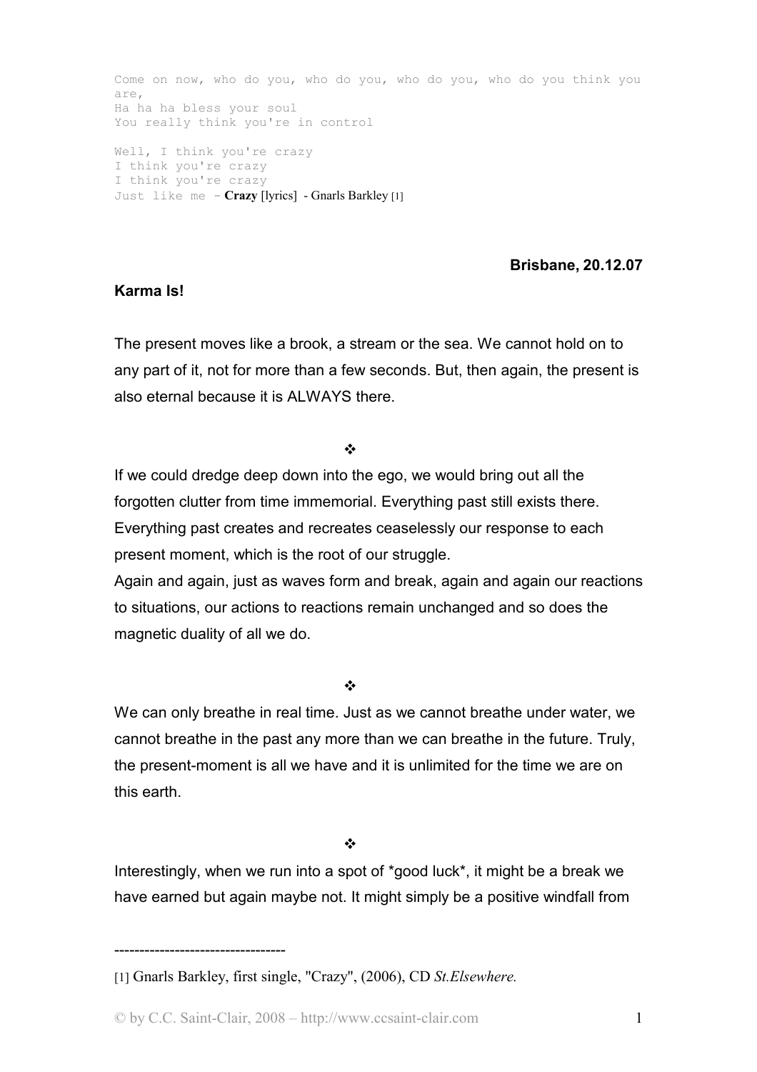```
Come on now, who do you, who do you, who do you, who do you think you
are,
Ha ha ha bless your soul
You really think you're in control

Well, I think you're crazy
I think you're crazy
I think you're crazy
Just like me
```
– **Crazy** [lyrics] - Gnarls Barkley [1]

**Brisbane, 20.12.07**

**Karma Is!**

The present moves like a brook, a stream or the sea. We cannot hold on to any part of it, not for more than a few seconds. But, then again, the present is also eternal because it is ALWAYS there.

❖

If we could dredge deep down into the ego, we would bring out all the forgotten clutter from time immemorial. Everything past still exists there. Everything past creates and recreates ceaselessly our response to each present moment, which is the root of our struggle.
Again and again, just as waves form and break, again and again our reactions to situations, our actions to reactions remain unchanged and so does the magnetic duality of all we do.

❖

We can only breathe in real time. Just as we cannot breathe under water, we cannot breathe in the past any more than we can breathe in the future. Truly, the present-moment is all we have and it is unlimited for the time we are on this earth.

❖

Interestingly, when we run into a spot of *good luck*, it might be a break we have earned but again maybe not. It might simply be a positive windfall from

---------------------------------

[1] Gnarls Barkley, first single, "Crazy", (2006), CD *St.Elsewhere.*

© by C.C. Saint-Clair, 2008 – http://www.ccsaint-clair.com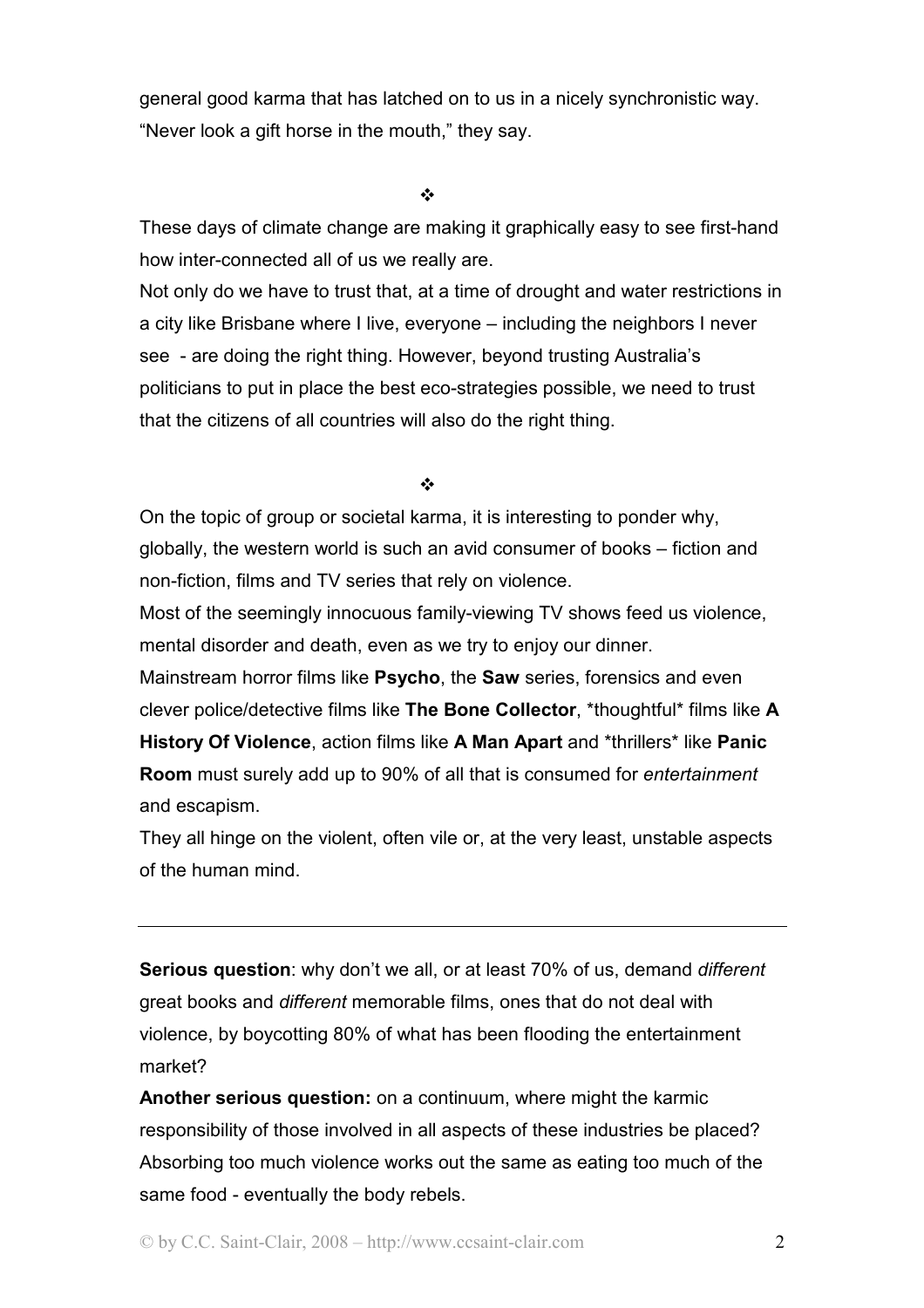general good karma that has latched on to us in a nicely synchronistic way. "Never look a gift horse in the mouth," they say.

❖

These days of climate change are making it graphically easy to see first-hand how inter-connected all of us we really are.

Not only do we have to trust that, at a time of drought and water restrictions in a city like Brisbane where I live, everyone – including the neighbors I never see - are doing the right thing. However, beyond trusting Australia's politicians to put in place the best eco-strategies possible, we need to trust that the citizens of all countries will also do the right thing.

❖

On the topic of group or societal karma, it is interesting to ponder why, globally, the western world is such an avid consumer of books – fiction and non-fiction, films and TV series that rely on violence.

Most of the seemingly innocuous family-viewing TV shows feed us violence, mental disorder and death, even as we try to enjoy our dinner.

Mainstream horror films like **Psycho**, the **Saw** series, forensics and even clever police/detective films like **The Bone Collector**, *thoughtful* films like **A History Of Violence**, action films like **A Man Apart** and *thrillers* like **Panic Room** must surely add up to 90% of all that is consumed for *entertainment* and escapism.

They all hinge on the violent, often vile or, at the very least, unstable aspects of the human mind.

---

**Serious question**: why don't we all, or at least 70% of us, demand *different* great books and *different* memorable films, ones that do not deal with violence, by boycotting 80% of what has been flooding the entertainment market?

**Another serious question:** on a continuum, where might the karmic responsibility of those involved in all aspects of these industries be placed? Absorbing too much violence works out the same as eating too much of the same food - eventually the body rebels.

© by C.C. Saint-Clair, 2008 – http://www.ccsaint-clair.com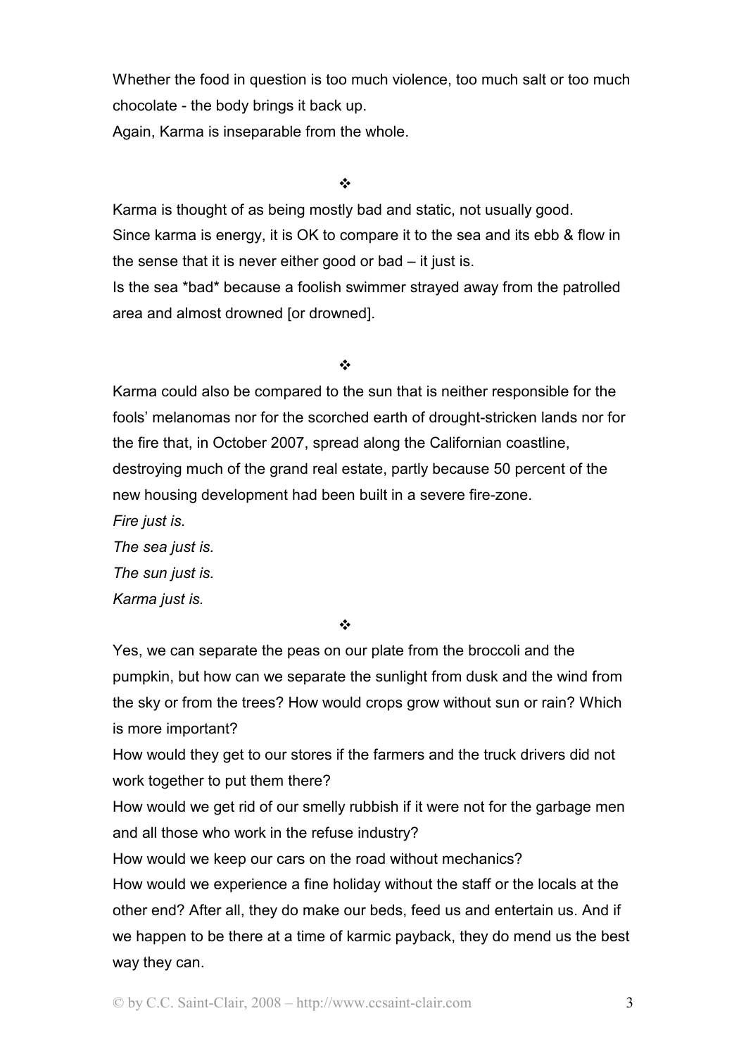Whether the food in question is too much violence, too much salt or too much chocolate - the body brings it back up.
Again, Karma is inseparable from the whole.

❖

Karma is thought of as being mostly bad and static, not usually good.
Since karma is energy, it is OK to compare it to the sea and its ebb & flow in the sense that it is never either good or bad – it just is.
Is the sea *bad* because a foolish swimmer strayed away from the patrolled area and almost drowned [or drowned].

❖

Karma could also be compared to the sun that is neither responsible for the fools' melanomas nor for the scorched earth of drought-stricken lands nor for the fire that, in October 2007, spread along the Californian coastline, destroying much of the grand real estate, partly because 50 percent of the new housing development had been built in a severe fire-zone.
*Fire just is.*
*The sea just is.*
*The sun just is.*
*Karma just is.*

❖

Yes, we can separate the peas on our plate from the broccoli and the pumpkin, but how can we separate the sunlight from dusk and the wind from the sky or from the trees? How would crops grow without sun or rain? Which is more important?
How would they get to our stores if the farmers and the truck drivers did not work together to put them there?
How would we get rid of our smelly rubbish if it were not for the garbage men and all those who work in the refuse industry?
How would we keep our cars on the road without mechanics?
How would we experience a fine holiday without the staff or the locals at the other end? After all, they do make our beds, feed us and entertain us. And if we happen to be there at a time of karmic payback, they do mend us the best way they can.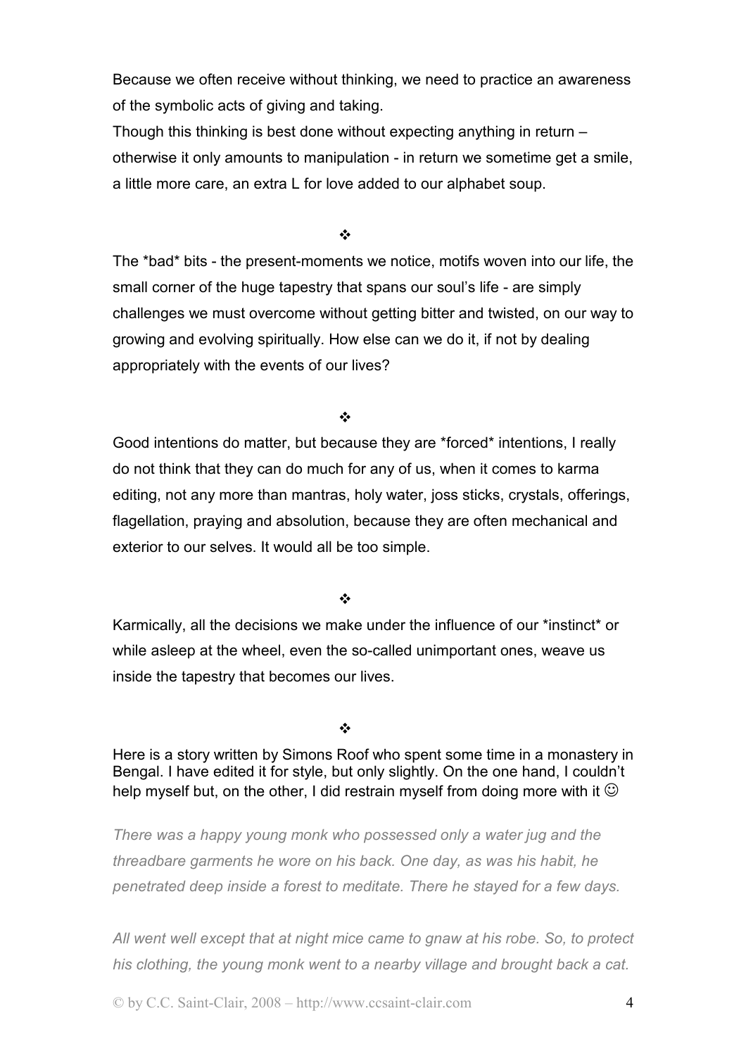Because we often receive without thinking, we need to practice an awareness of the symbolic acts of giving and taking.
Though this thinking is best done without expecting anything in return – otherwise it only amounts to manipulation - in return we sometime get a smile, a little more care, an extra L for love added to our alphabet soup.

❖

The *bad* bits - the present-moments we notice, motifs woven into our life, the small corner of the huge tapestry that spans our soul's life - are simply challenges we must overcome without getting bitter and twisted, on our way to growing and evolving spiritually. How else can we do it, if not by dealing appropriately with the events of our lives?

❖

Good intentions do matter, but because they are *forced* intentions, I really do not think that they can do much for any of us, when it comes to karma editing, not any more than mantras, holy water, joss sticks, crystals, offerings, flagellation, praying and absolution, because they are often mechanical and exterior to our selves. It would all be too simple.

❖

Karmically, all the decisions we make under the influence of our *instinct* or while asleep at the wheel, even the so-called unimportant ones, weave us inside the tapestry that becomes our lives.

❖

Here is a story written by Simons Roof who spent some time in a monastery in Bengal. I have edited it for style, but only slightly. On the one hand, I couldn't help myself but, on the other, I did restrain myself from doing more with it ☺

*There was a happy young monk who possessed only a water jug and the threadbare garments he wore on his back. One day, as was his habit, he penetrated deep inside a forest to meditate. There he stayed for a few days.*

*All went well except that at night mice came to gnaw at his robe. So, to protect his clothing, the young monk went to a nearby village and brought back a cat.*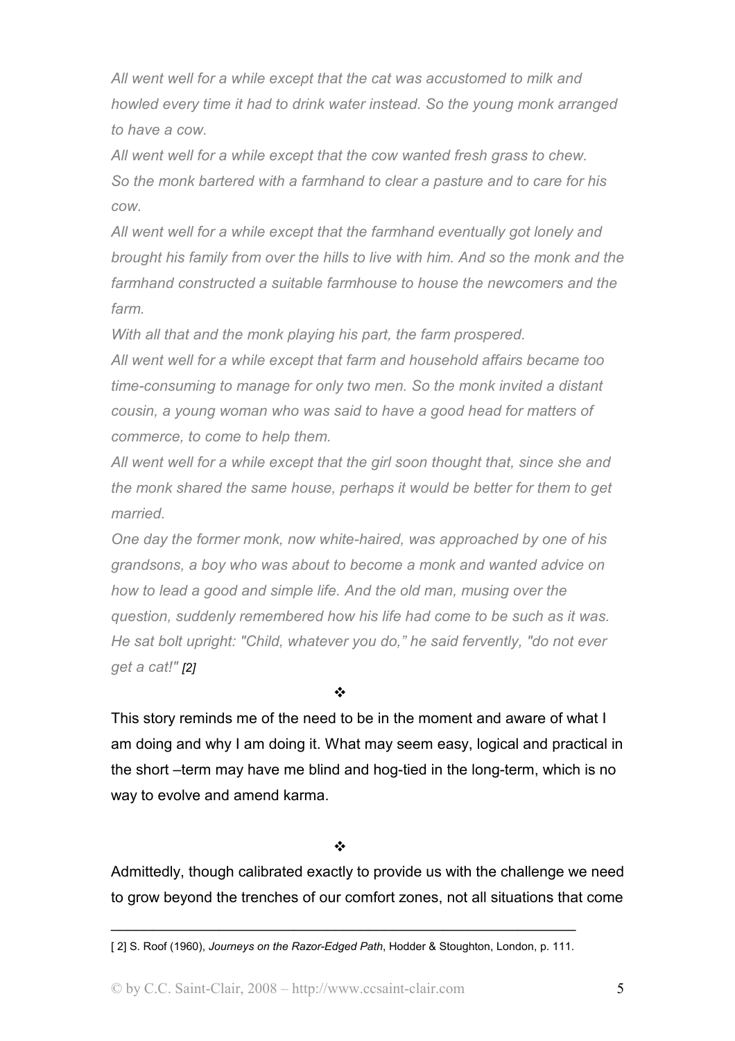*All went well for a while except that the cat was accustomed to milk and howled every time it had to drink water instead. So the young monk arranged to have a cow.*

*All went well for a while except that the cow wanted fresh grass to chew. So the monk bartered with a farmhand to clear a pasture and to care for his cow.*

*All went well for a while except that the farmhand eventually got lonely and brought his family from over the hills to live with him. And so the monk and the farmhand constructed a suitable farmhouse to house the newcomers and the farm.*

*With all that and the monk playing his part, the farm prospered.*

*All went well for a while except that farm and household affairs became too time-consuming to manage for only two men. So the monk invited a distant cousin, a young woman who was said to have a good head for matters of commerce, to come to help them.*

*All went well for a while except that the girl soon thought that, since she and the monk shared the same house, perhaps it would be better for them to get married.*

*One day the former monk, now white-haired, was approached by one of his grandsons, a boy who was about to become a monk and wanted advice on how to lead a good and simple life. And the old man, musing over the question, suddenly remembered how his life had come to be such as it was. He sat bolt upright: "Child, whatever you do," he said fervently, "do not ever get a cat!"* [2]

❖

This story reminds me of the need to be in the moment and aware of what I am doing and why I am doing it. What may seem easy, logical and practical in the short –term may have me blind and hog-tied in the long-term, which is no way to evolve and amend karma.

❖

Admittedly, though calibrated exactly to provide us with the challenge we need to grow beyond the trenches of our comfort zones, not all situations that come

---

[ 2] S. Roof (1960), *Journeys on the Razor-Edged Path*, Hodder & Stoughton, London, p. 111.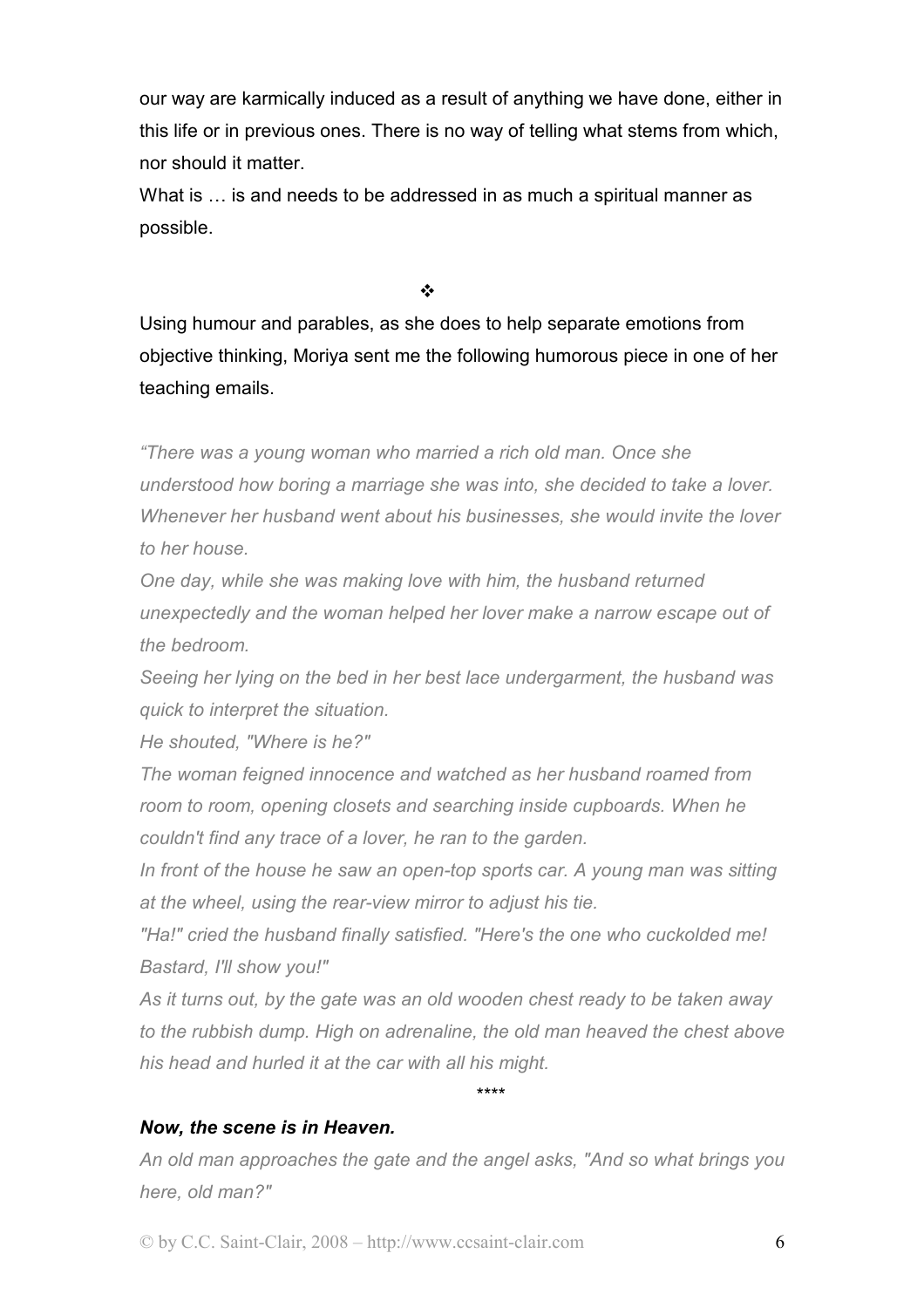our way are karmically induced as a result of anything we have done, either in this life or in previous ones. There is no way of telling what stems from which, nor should it matter.

What is … is and needs to be addressed in as much a spiritual manner as possible.

❖

Using humour and parables, as she does to help separate emotions from objective thinking, Moriya sent me the following humorous piece in one of her teaching emails.

*"There was a young woman who married a rich old man. Once she understood how boring a marriage she was into, she decided to take a lover. Whenever her husband went about his businesses, she would invite the lover to her house.*

*One day, while she was making love with him, the husband returned unexpectedly and the woman helped her lover make a narrow escape out of the bedroom.*

*Seeing her lying on the bed in her best lace undergarment, the husband was quick to interpret the situation.*

*He shouted, "Where is he?"*

*The woman feigned innocence and watched as her husband roamed from room to room, opening closets and searching inside cupboards. When he couldn't find any trace of a lover, he ran to the garden.*

*In front of the house he saw an open-top sports car. A young man was sitting at the wheel, using the rear-view mirror to adjust his tie.*

*"Ha!" cried the husband finally satisfied. "Here's the one who cuckolded me! Bastard, I'll show you!"*

*As it turns out, by the gate was an old wooden chest ready to be taken away to the rubbish dump. High on adrenaline, the old man heaved the chest above his head and hurled it at the car with all his might.*

\*\*\*\*

***Now, the scene is in Heaven.***

*An old man approaches the gate and the angel asks, "And so what brings you here, old man?"*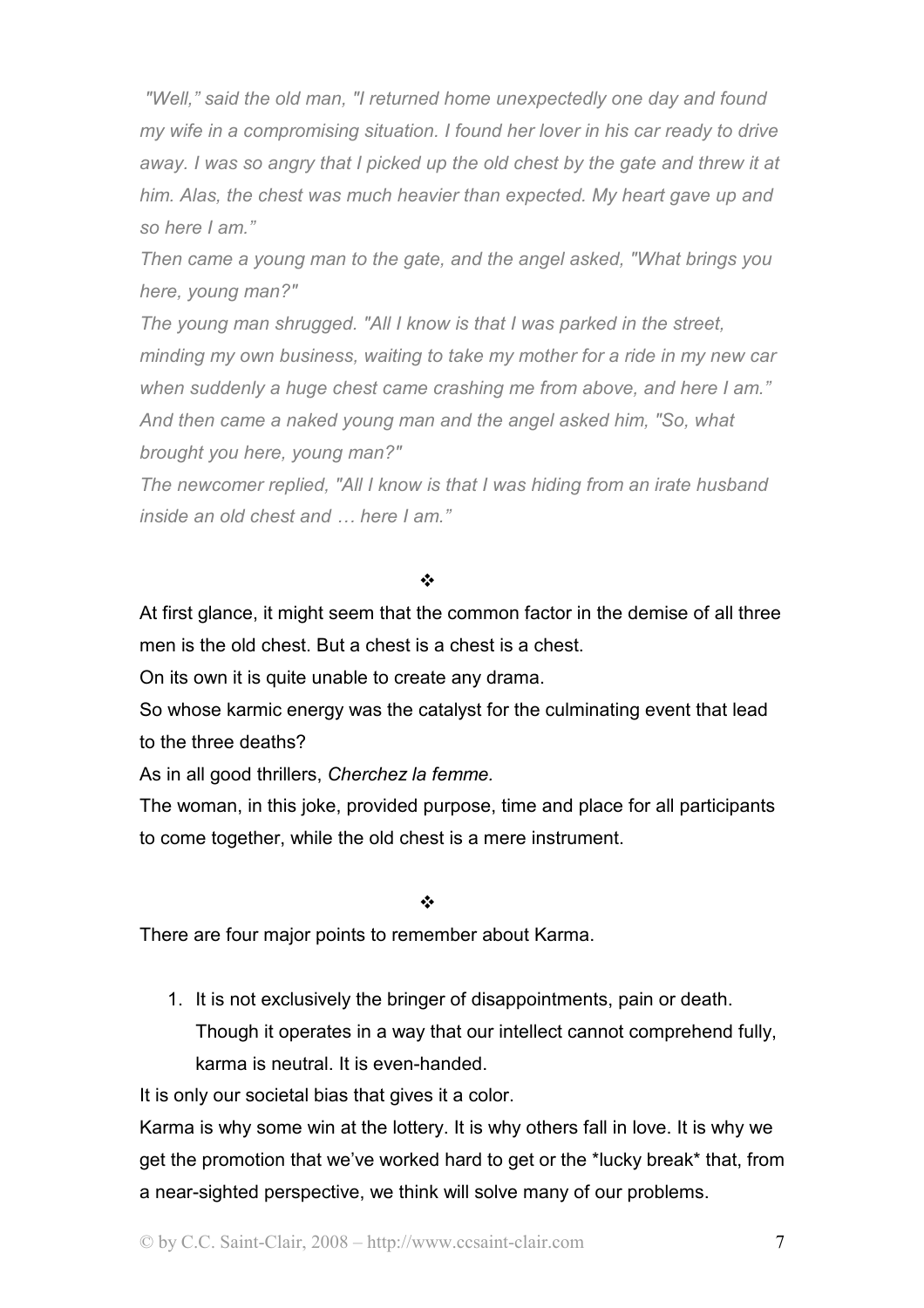*"Well," said the old man, "I returned home unexpectedly one day and found my wife in a compromising situation. I found her lover in his car ready to drive away. I was so angry that I picked up the old chest by the gate and threw it at him. Alas, the chest was much heavier than expected. My heart gave up and so here I am."*

*Then came a young man to the gate, and the angel asked, "What brings you here, young man?"*

*The young man shrugged. "All I know is that I was parked in the street, minding my own business, waiting to take my mother for a ride in my new car when suddenly a huge chest came crashing me from above, and here I am."*

*And then came a naked young man and the angel asked him, "So, what brought you here, young man?"*

*The newcomer replied, "All I know is that I was hiding from an irate husband inside an old chest and … here I am."*

❖

At first glance, it might seem that the common factor in the demise of all three men is the old chest. But a chest is a chest is a chest.

On its own it is quite unable to create any drama.

So whose karmic energy was the catalyst for the culminating event that lead to the three deaths?

As in all good thrillers, *Cherchez la femme.*

The woman, in this joke, provided purpose, time and place for all participants to come together, while the old chest is a mere instrument.

❖

There are four major points to remember about Karma.

1. It is not exclusively the bringer of disappointments, pain or death. Though it operates in a way that our intellect cannot comprehend fully, karma is neutral. It is even-handed.

It is only our societal bias that gives it a color.

Karma is why some win at the lottery. It is why others fall in love. It is why we get the promotion that we've worked hard to get or the *lucky break* that, from a near-sighted perspective, we think will solve many of our problems.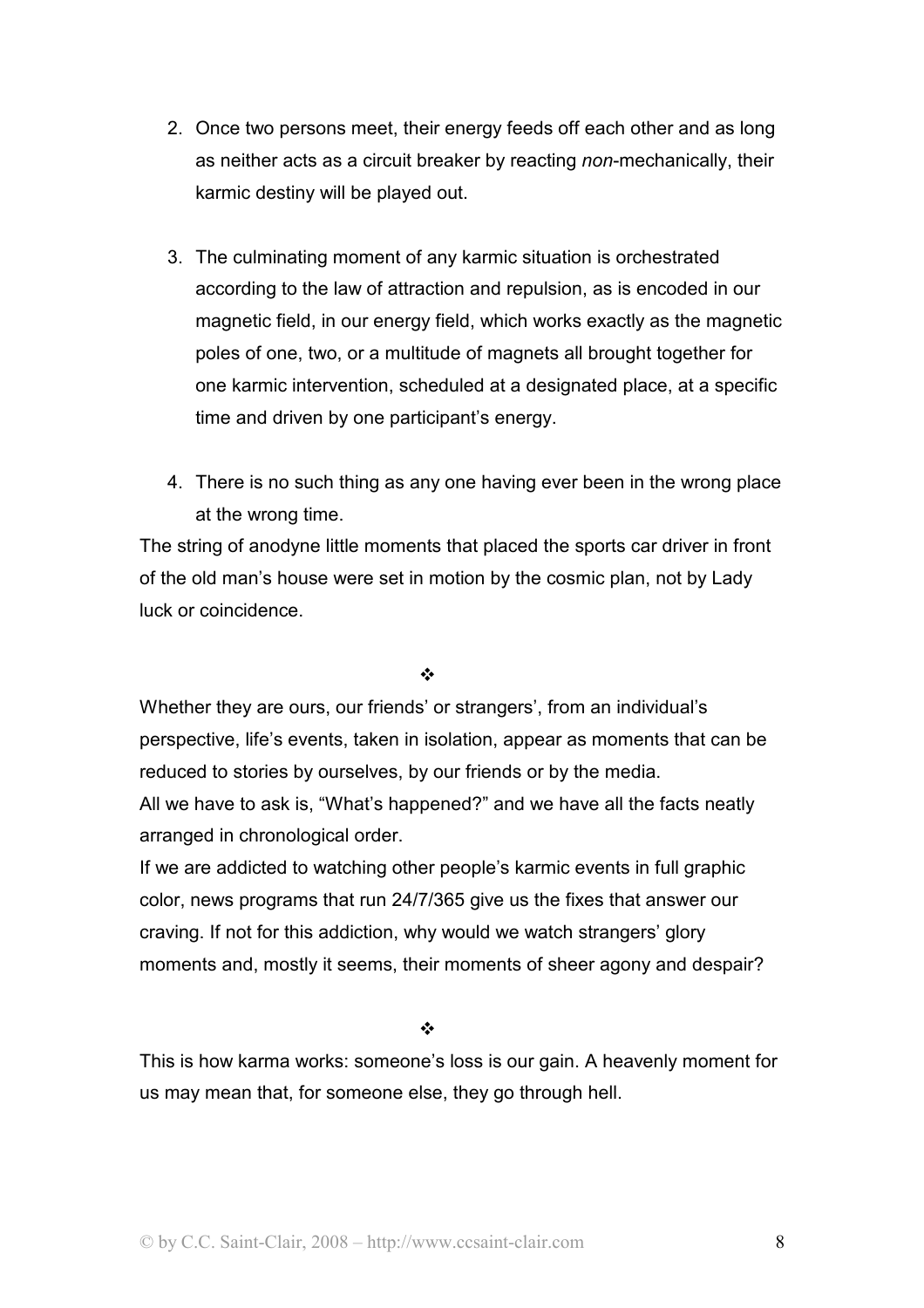2. Once two persons meet, their energy feeds off each other and as long as neither acts as a circuit breaker by reacting *non*-mechanically, their karmic destiny will be played out.

3. The culminating moment of any karmic situation is orchestrated according to the law of attraction and repulsion, as is encoded in our magnetic field, in our energy field, which works exactly as the magnetic poles of one, two, or a multitude of magnets all brought together for one karmic intervention, scheduled at a designated place, at a specific time and driven by one participant's energy.

4. There is no such thing as any one having ever been in the wrong place at the wrong time.

The string of anodyne little moments that placed the sports car driver in front of the old man's house were set in motion by the cosmic plan, not by Lady luck or coincidence.

❖

Whether they are ours, our friends' or strangers', from an individual's perspective, life's events, taken in isolation, appear as moments that can be reduced to stories by ourselves, by our friends or by the media.
All we have to ask is, "What's happened?" and we have all the facts neatly arranged in chronological order.
If we are addicted to watching other people's karmic events in full graphic color, news programs that run 24/7/365 give us the fixes that answer our craving. If not for this addiction, why would we watch strangers' glory moments and, mostly it seems, their moments of sheer agony and despair?

❖

This is how karma works: someone's loss is our gain. A heavenly moment for us may mean that, for someone else, they go through hell.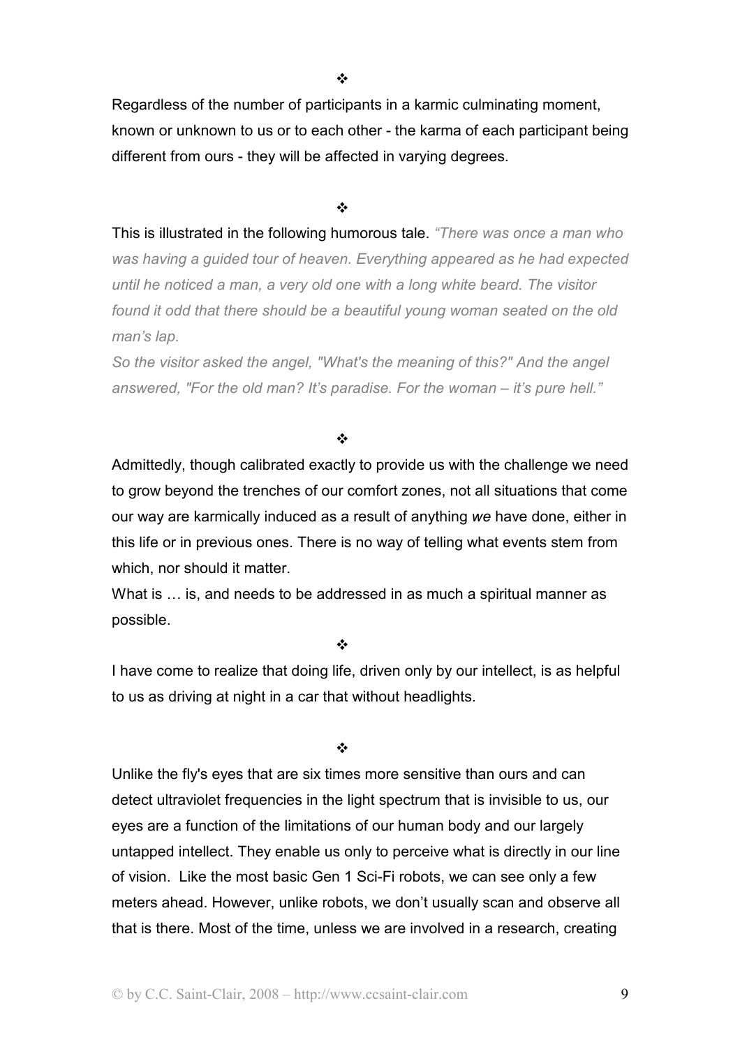❖

Regardless of the number of participants in a karmic culminating moment, known or unknown to us or to each other - the karma of each participant being different from ours - they will be affected in varying degrees.

❖

This is illustrated in the following humorous tale. *“There was once a man who was having a guided tour of heaven. Everything appeared as he had expected until he noticed a man, a very old one with a long white beard. The visitor found it odd that there should be a beautiful young woman seated on the old man’s lap.*

*So the visitor asked the angel, "What's the meaning of this?" And the angel answered, "For the old man? It’s paradise. For the woman – it’s pure hell.”*

❖

Admittedly, though calibrated exactly to provide us with the challenge we need to grow beyond the trenches of our comfort zones, not all situations that come our way are karmically induced as a result of anything *we* have done, either in this life or in previous ones. There is no way of telling what events stem from which, nor should it matter.

What is … is, and needs to be addressed in as much a spiritual manner as possible.

❖

I have come to realize that doing life, driven only by our intellect, is as helpful to us as driving at night in a car that without headlights.

❖

Unlike the fly's eyes that are six times more sensitive than ours and can detect ultraviolet frequencies in the light spectrum that is invisible to us, our eyes are a function of the limitations of our human body and our largely untapped intellect. They enable us only to perceive what is directly in our line of vision. Like the most basic Gen 1 Sci-Fi robots, we can see only a few meters ahead. However, unlike robots, we don’t usually scan and observe all that is there. Most of the time, unless we are involved in a research, creating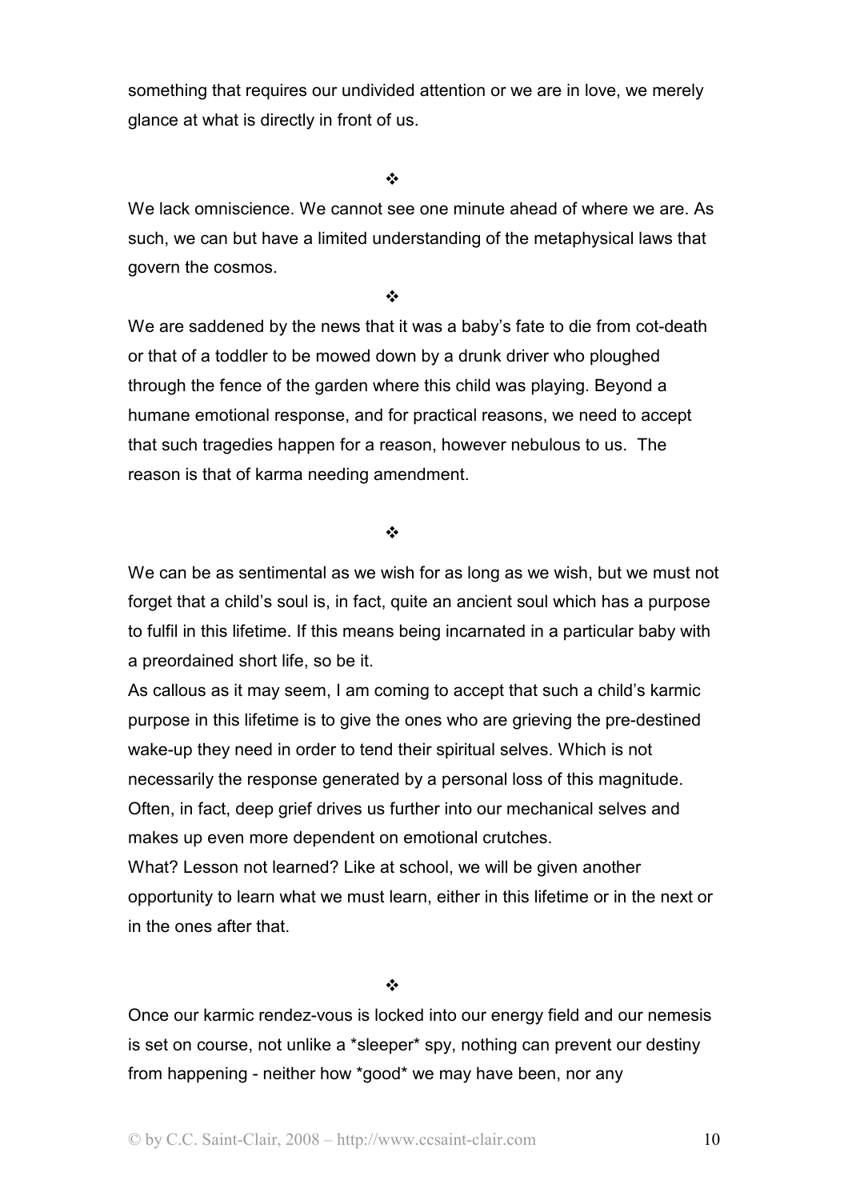something that requires our undivided attention or we are in love, we merely glance at what is directly in front of us.

❖

We lack omniscience. We cannot see one minute ahead of where we are. As such, we can but have a limited understanding of the metaphysical laws that govern the cosmos.

❖

We are saddened by the news that it was a baby's fate to die from cot-death or that of a toddler to be mowed down by a drunk driver who ploughed through the fence of the garden where this child was playing. Beyond a humane emotional response, and for practical reasons, we need to accept that such tragedies happen for a reason, however nebulous to us. The reason is that of karma needing amendment.

❖

We can be as sentimental as we wish for as long as we wish, but we must not forget that a child's soul is, in fact, quite an ancient soul which has a purpose to fulfil in this lifetime. If this means being incarnated in a particular baby with a preordained short life, so be it.

As callous as it may seem, I am coming to accept that such a child's karmic purpose in this lifetime is to give the ones who are grieving the pre-destined wake-up they need in order to tend their spiritual selves. Which is not necessarily the response generated by a personal loss of this magnitude. Often, in fact, deep grief drives us further into our mechanical selves and makes up even more dependent on emotional crutches.

What? Lesson not learned? Like at school, we will be given another opportunity to learn what we must learn, either in this lifetime or in the next or in the ones after that.

❖

Once our karmic rendez-vous is locked into our energy field and our nemesis is set on course, not unlike a *sleeper* spy, nothing can prevent our destiny from happening - neither how *good* we may have been, nor any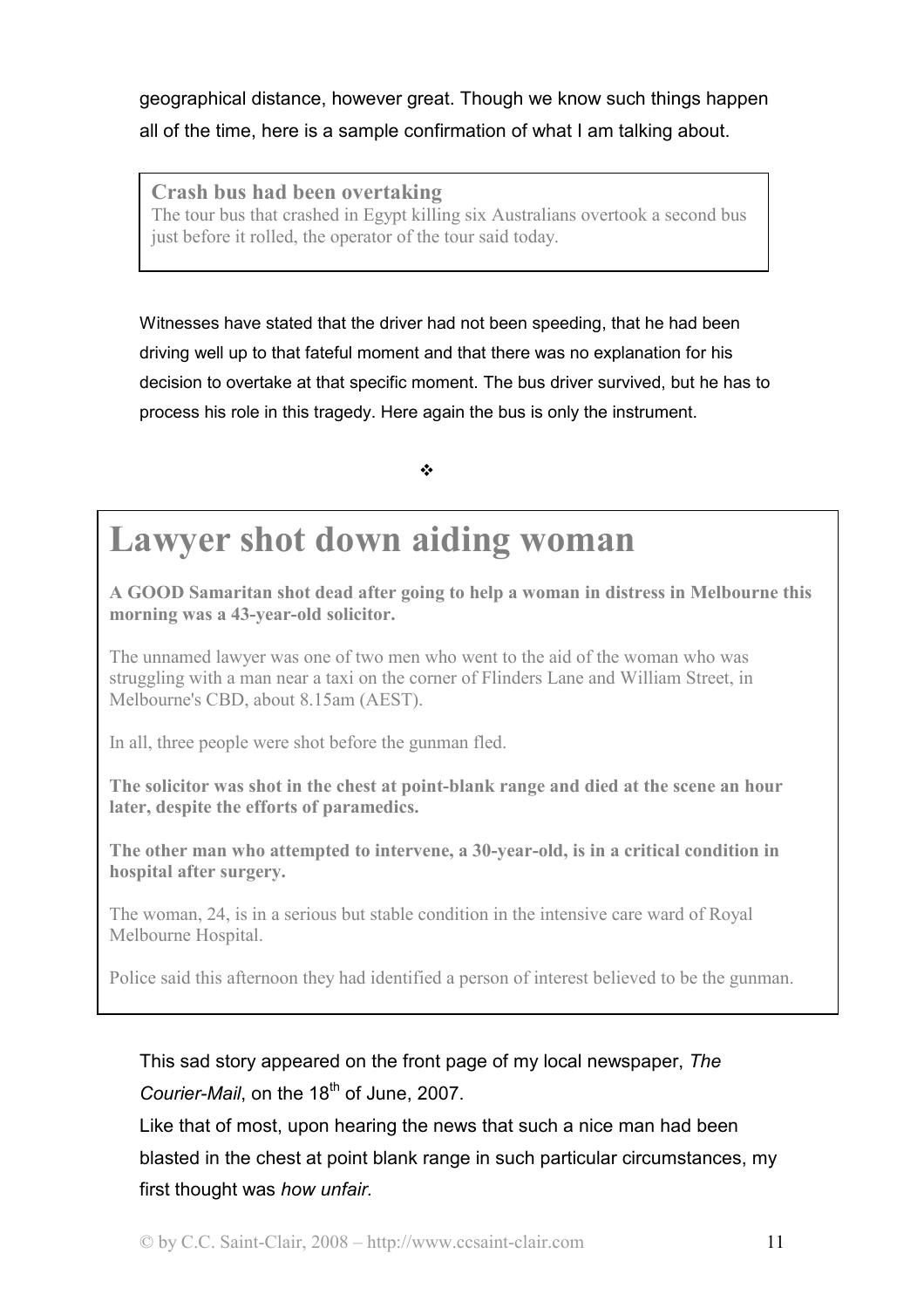geographical distance, however great. Though we know such things happen all of the time, here is a sample confirmation of what I am talking about.

> **Crash bus had been overtaking**
> The tour bus that crashed in Egypt killing six Australians overtook a second bus just before it rolled, the operator of the tour said today.

Witnesses have stated that the driver had not been speeding, that he had been driving well up to that fateful moment and that there was no explanation for his decision to overtake at that specific moment. The bus driver survived, but he has to process his role in this tragedy. Here again the bus is only the instrument.

❖

> # Lawyer shot down aiding woman
>
> **A GOOD Samaritan shot dead after going to help a woman in distress in Melbourne this morning was a 43-year-old solicitor.**
>
> The unnamed lawyer was one of two men who went to the aid of the woman who was struggling with a man near a taxi on the corner of Flinders Lane and William Street, in Melbourne's CBD, about 8.15am (AEST).
>
> In all, three people were shot before the gunman fled.
>
> **The solicitor was shot in the chest at point-blank range and died at the scene an hour later, despite the efforts of paramedics.**
>
> **The other man who attempted to intervene, a 30-year-old, is in a critical condition in hospital after surgery.**
>
> The woman, 24, is in a serious but stable condition in the intensive care ward of Royal Melbourne Hospital.
>
> Police said this afternoon they had identified a person of interest believed to be the gunman.

This sad story appeared on the front page of my local newspaper, *The Courier-Mail*, on the 18th of June, 2007.

Like that of most, upon hearing the news that such a nice man had been blasted in the chest at point blank range in such particular circumstances, my first thought was *how unfair.*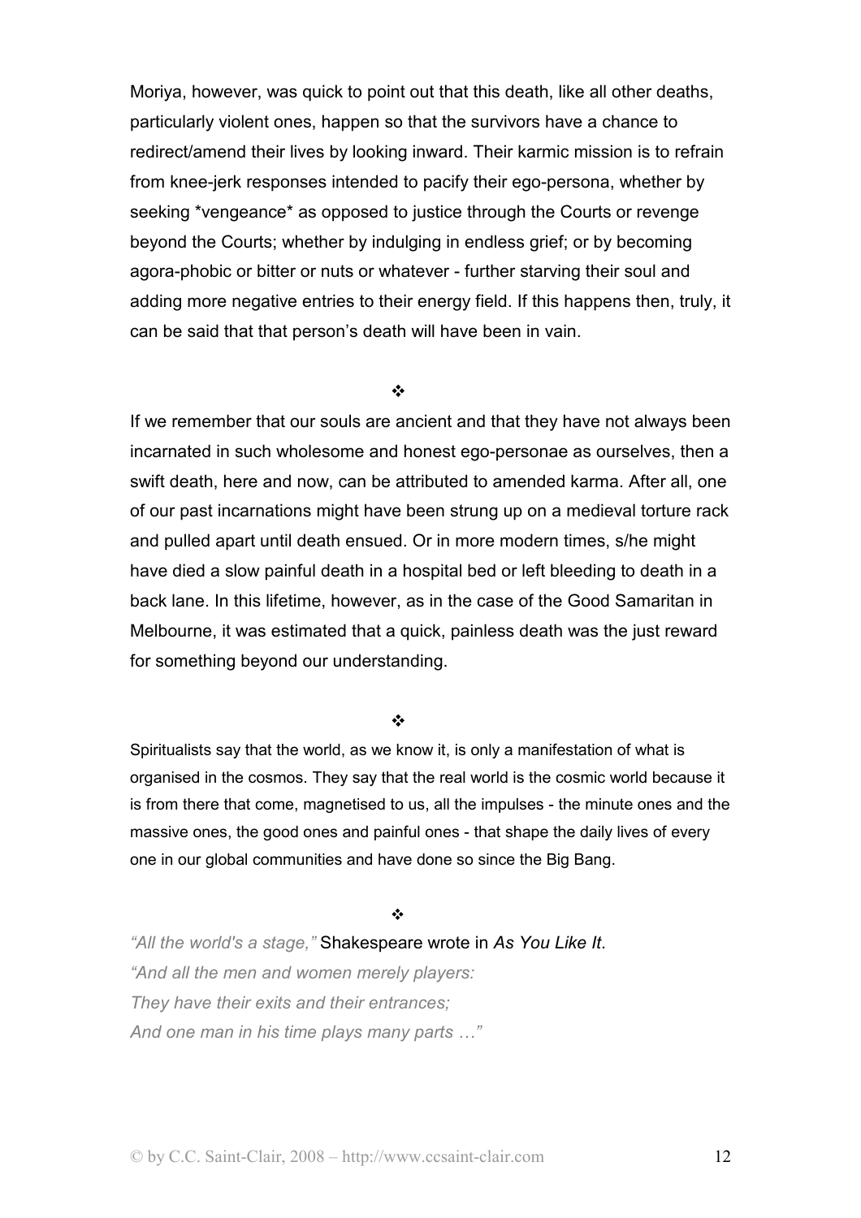Moriya, however, was quick to point out that this death, like all other deaths, particularly violent ones, happen so that the survivors have a chance to redirect/amend their lives by looking inward. Their karmic mission is to refrain from knee-jerk responses intended to pacify their ego-persona, whether by seeking *vengeance* as opposed to justice through the Courts or revenge beyond the Courts; whether by indulging in endless grief; or by becoming agora-phobic or bitter or nuts or whatever - further starving their soul and adding more negative entries to their energy field. If this happens then, truly, it can be said that that person's death will have been in vain.

❖

If we remember that our souls are ancient and that they have not always been incarnated in such wholesome and honest ego-personae as ourselves, then a swift death, here and now, can be attributed to amended karma. After all, one of our past incarnations might have been strung up on a medieval torture rack and pulled apart until death ensued. Or in more modern times, s/he might have died a slow painful death in a hospital bed or left bleeding to death in a back lane. In this lifetime, however, as in the case of the Good Samaritan in Melbourne, it was estimated that a quick, painless death was the just reward for something beyond our understanding.

❖

Spiritualists say that the world, as we know it, is only a manifestation of what is organised in the cosmos. They say that the real world is the cosmic world because it is from there that come, magnetised to us, all the impulses - the minute ones and the massive ones, the good ones and painful ones - that shape the daily lives of every one in our global communities and have done so since the Big Bang.

❖

*"All the world's a stage,"* Shakespeare wrote in *As You Like It*.
*"And all the men and women merely players:*
*They have their exits and their entrances;*
*And one man in his time plays many parts …"*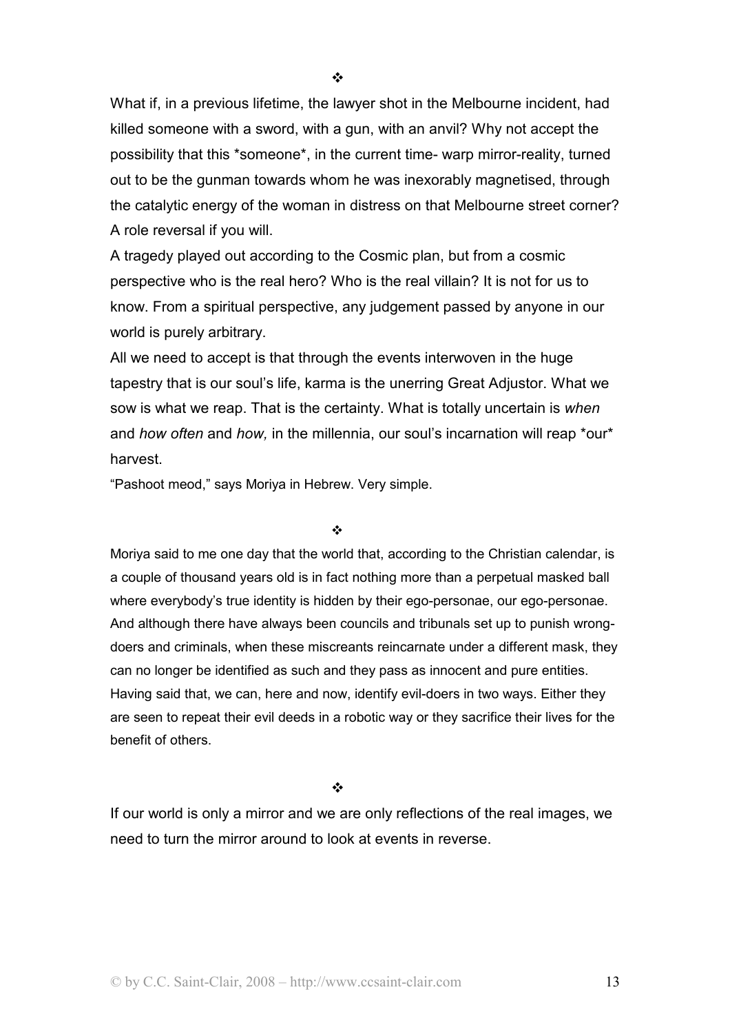❖

What if, in a previous lifetime, the lawyer shot in the Melbourne incident, had killed someone with a sword, with a gun, with an anvil? Why not accept the possibility that this *someone*, in the current time- warp mirror-reality, turned out to be the gunman towards whom he was inexorably magnetised, through the catalytic energy of the woman in distress on that Melbourne street corner? A role reversal if you will.

A tragedy played out according to the Cosmic plan, but from a cosmic perspective who is the real hero? Who is the real villain? It is not for us to know. From a spiritual perspective, any judgement passed by anyone in our world is purely arbitrary.

All we need to accept is that through the events interwoven in the huge tapestry that is our soul's life, karma is the unerring Great Adjustor. What we sow is what we reap. That is the certainty. What is totally uncertain is *when* and *how often* and *how,* in the millennia, our soul's incarnation will reap *our* harvest.

"Pashoot meod," says Moriya in Hebrew. Very simple.

❖

Moriya said to me one day that the world that, according to the Christian calendar, is a couple of thousand years old is in fact nothing more than a perpetual masked ball where everybody's true identity is hidden by their ego-personae, our ego-personae. And although there have always been councils and tribunals set up to punish wrong-doers and criminals, when these miscreants reincarnate under a different mask, they can no longer be identified as such and they pass as innocent and pure entities. Having said that, we can, here and now, identify evil-doers in two ways. Either they are seen to repeat their evil deeds in a robotic way or they sacrifice their lives for the benefit of others.

❖

If our world is only a mirror and we are only reflections of the real images, we need to turn the mirror around to look at events in reverse.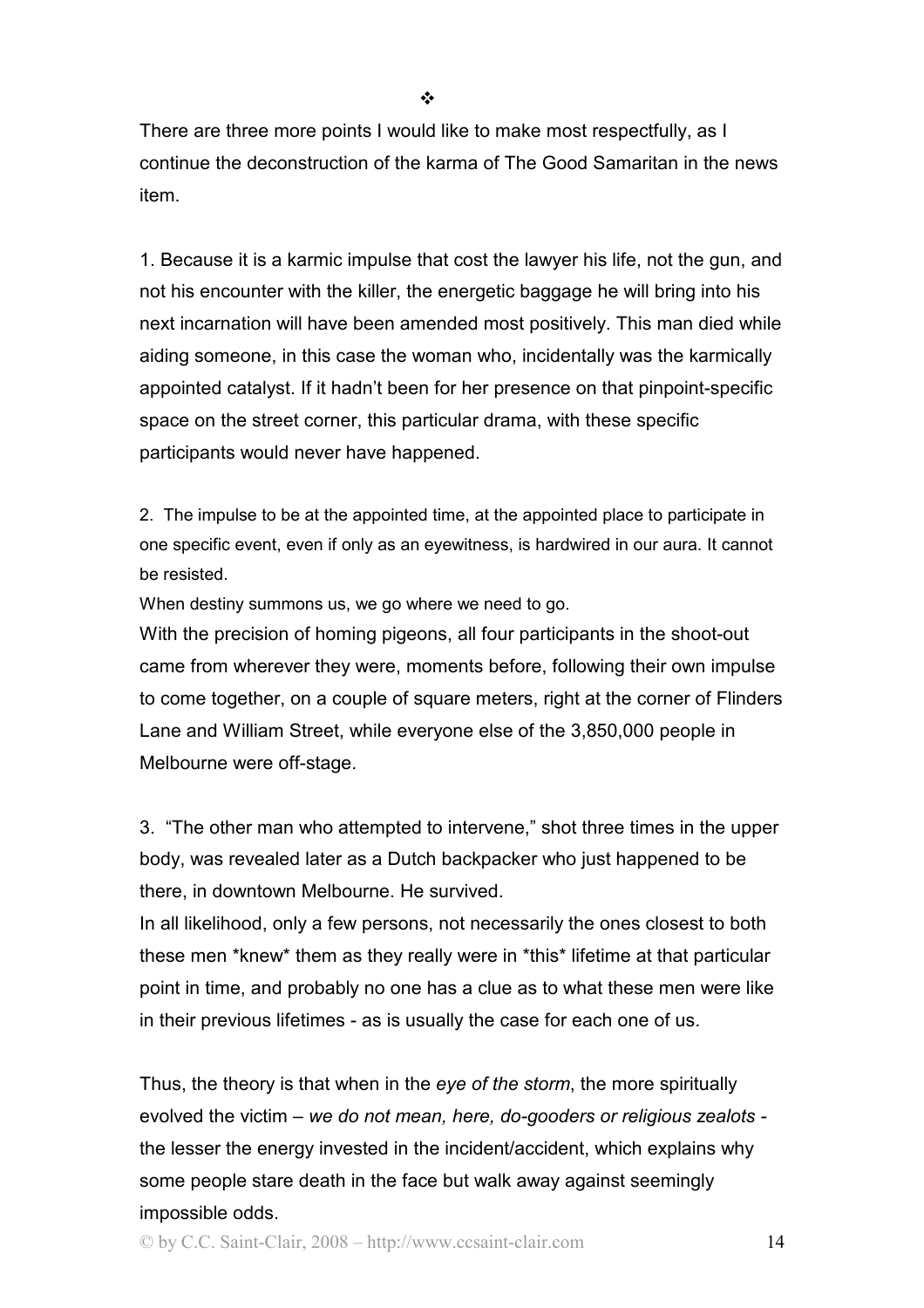❖

There are three more points I would like to make most respectfully, as I continue the deconstruction of the karma of The Good Samaritan in the news item.

1. Because it is a karmic impulse that cost the lawyer his life, not the gun, and not his encounter with the killer, the energetic baggage he will bring into his next incarnation will have been amended most positively. This man died while aiding someone, in this case the woman who, incidentally was the karmically appointed catalyst. If it hadn't been for her presence on that pinpoint-specific space on the street corner, this particular drama, with these specific participants would never have happened.

2. The impulse to be at the appointed time, at the appointed place to participate in one specific event, even if only as an eyewitness, is hardwired in our aura. It cannot be resisted.

When destiny summons us, we go where we need to go.

With the precision of homing pigeons, all four participants in the shoot-out came from wherever they were, moments before, following their own impulse to come together, on a couple of square meters, right at the corner of Flinders Lane and William Street, while everyone else of the 3,850,000 people in Melbourne were off-stage.

3. "The other man who attempted to intervene," shot three times in the upper body, was revealed later as a Dutch backpacker who just happened to be there, in downtown Melbourne. He survived.

In all likelihood, only a few persons, not necessarily the ones closest to both these men \*knew\* them as they really were in \*this\* lifetime at that particular point in time, and probably no one has a clue as to what these men were like in their previous lifetimes - as is usually the case for each one of us.

Thus, the theory is that when in the *eye of the storm*, the more spiritually evolved the victim – *we do not mean, here, do-gooders or religious zealots* - the lesser the energy invested in the incident/accident, which explains why some people stare death in the face but walk away against seemingly impossible odds.

© by C.C. Saint-Clair, 2008 – http://www.ccsaint-clair.com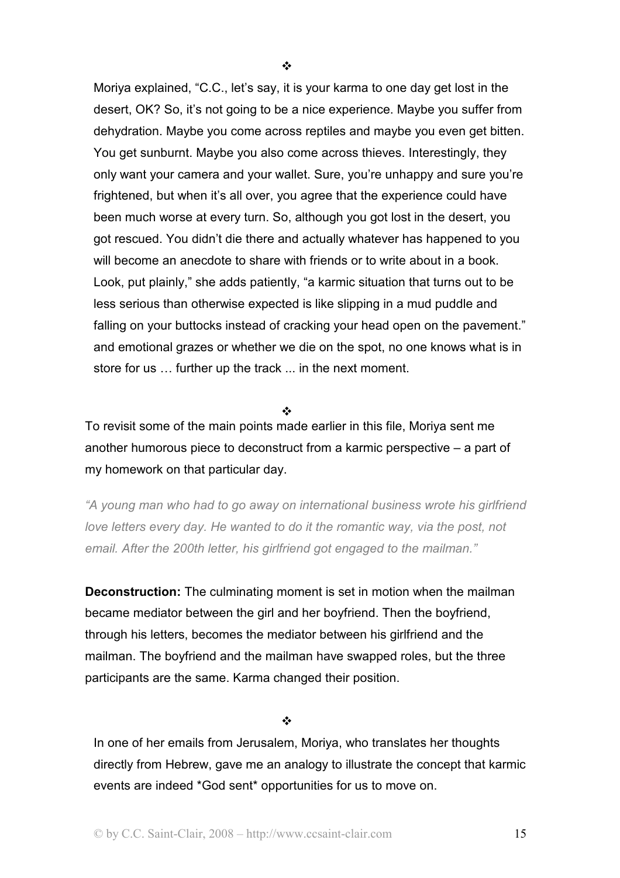❖

Moriya explained, "C.C., let's say, it is your karma to one day get lost in the desert, OK? So, it's not going to be a nice experience. Maybe you suffer from dehydration. Maybe you come across reptiles and maybe you even get bitten. You get sunburnt. Maybe you also come across thieves. Interestingly, they only want your camera and your wallet. Sure, you're unhappy and sure you're frightened, but when it's all over, you agree that the experience could have been much worse at every turn. So, although you got lost in the desert, you got rescued. You didn't die there and actually whatever has happened to you will become an anecdote to share with friends or to write about in a book. Look, put plainly," she adds patiently, "a karmic situation that turns out to be less serious than otherwise expected is like slipping in a mud puddle and falling on your buttocks instead of cracking your head open on the pavement." and emotional grazes or whether we die on the spot, no one knows what is in store for us … further up the track ... in the next moment.

❖

To revisit some of the main points made earlier in this file, Moriya sent me another humorous piece to deconstruct from a karmic perspective – a part of my homework on that particular day.

*"A young man who had to go away on international business wrote his girlfriend love letters every day. He wanted to do it the romantic way, via the post, not email. After the 200th letter, his girlfriend got engaged to the mailman."*

**Deconstruction:** The culminating moment is set in motion when the mailman became mediator between the girl and her boyfriend. Then the boyfriend, through his letters, becomes the mediator between his girlfriend and the mailman. The boyfriend and the mailman have swapped roles, but the three participants are the same. Karma changed their position.

❖

In one of her emails from Jerusalem, Moriya, who translates her thoughts directly from Hebrew, gave me an analogy to illustrate the concept that karmic events are indeed *God sent* opportunities for us to move on.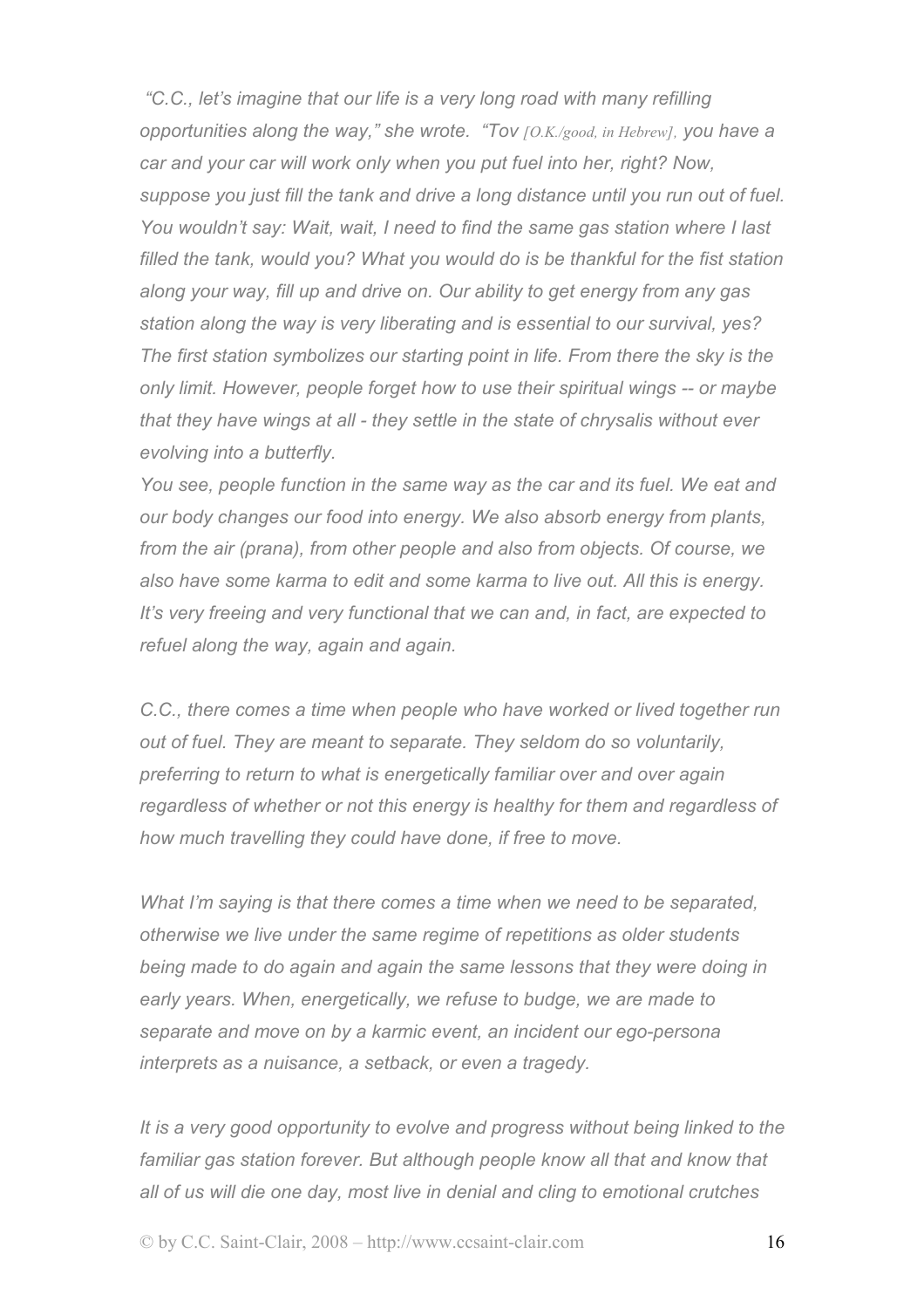*"C.C., let's imagine that our life is a very long road with many refilling opportunities along the way," she wrote. "Tov [O.K./good, in Hebrew], you have a car and your car will work only when you put fuel into her, right? Now, suppose you just fill the tank and drive a long distance until you run out of fuel. You wouldn't say: Wait, wait, I need to find the same gas station where I last filled the tank, would you? What you would do is be thankful for the fist station along your way, fill up and drive on. Our ability to get energy from any gas station along the way is very liberating and is essential to our survival, yes? The first station symbolizes our starting point in life. From there the sky is the only limit. However, people forget how to use their spiritual wings -- or maybe that they have wings at all - they settle in the state of chrysalis without ever evolving into a butterfly.*

*You see, people function in the same way as the car and its fuel. We eat and our body changes our food into energy. We also absorb energy from plants, from the air (prana), from other people and also from objects. Of course, we also have some karma to edit and some karma to live out. All this is energy. It's very freeing and very functional that we can and, in fact, are expected to refuel along the way, again and again.*

*C.C., there comes a time when people who have worked or lived together run out of fuel. They are meant to separate. They seldom do so voluntarily, preferring to return to what is energetically familiar over and over again regardless of whether or not this energy is healthy for them and regardless of how much travelling they could have done, if free to move.*

*What I'm saying is that there comes a time when we need to be separated, otherwise we live under the same regime of repetitions as older students being made to do again and again the same lessons that they were doing in early years. When, energetically, we refuse to budge, we are made to separate and move on by a karmic event, an incident our ego-persona interprets as a nuisance, a setback, or even a tragedy.*

*It is a very good opportunity to evolve and progress without being linked to the familiar gas station forever. But although people know all that and know that all of us will die one day, most live in denial and cling to emotional crutches*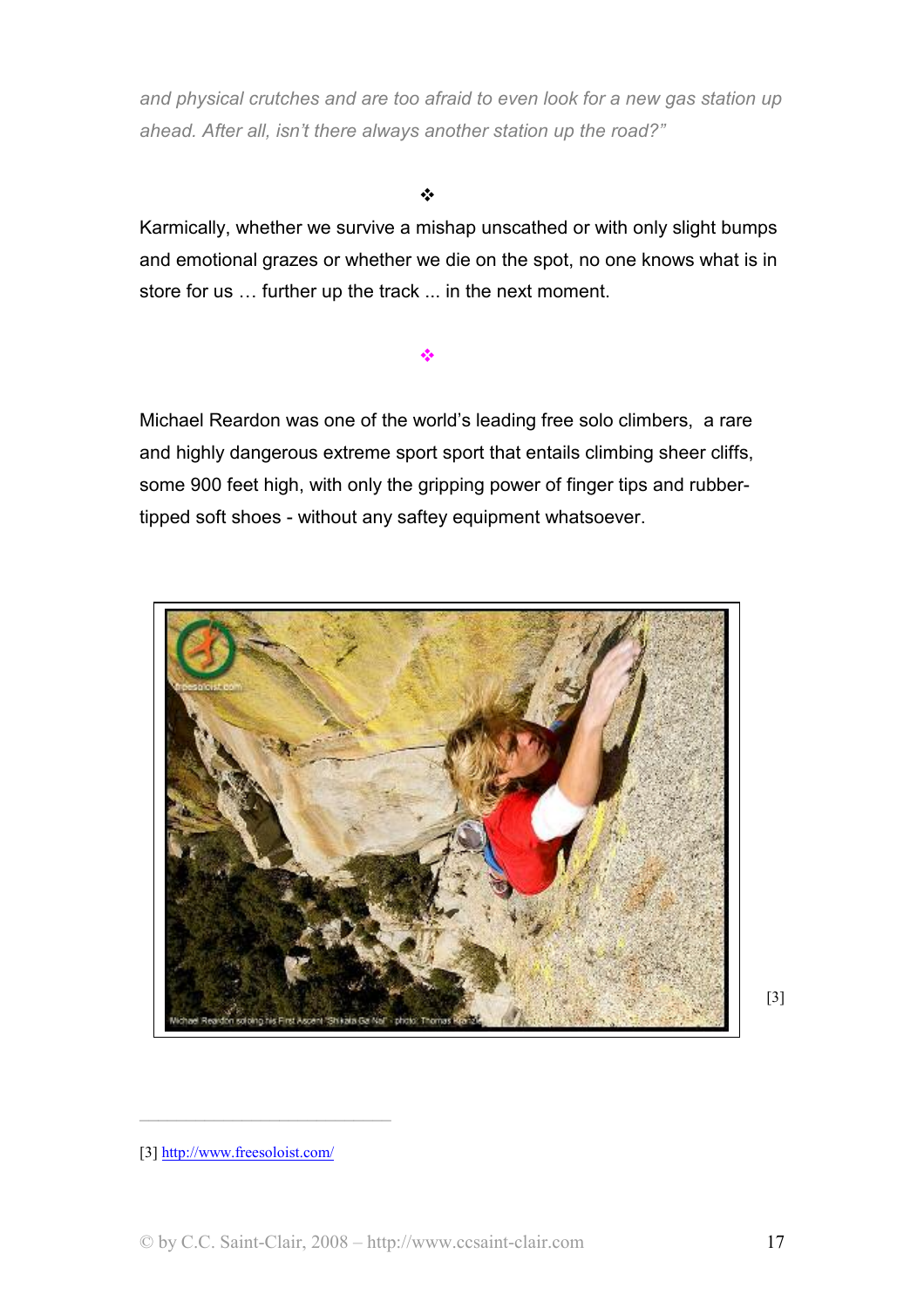*and physical crutches and are too afraid to even look for a new gas station up ahead. After all, isn't there always another station up the road?"*

❖

Karmically, whether we survive a mishap unscathed or with only slight bumps and emotional grazes or whether we die on the spot, no one knows what is in store for us … further up the track ... in the next moment.

❖

Michael Reardon was one of the world's leading free solo climbers, a rare and highly dangerous extreme sport sport that entails climbing sheer cliffs, some 900 feet high, with only the gripping power of finger tips and rubber-tipped soft shoes - without any saftey equipment whatsoever.

[3]

[3] http://www.freesoloist.com/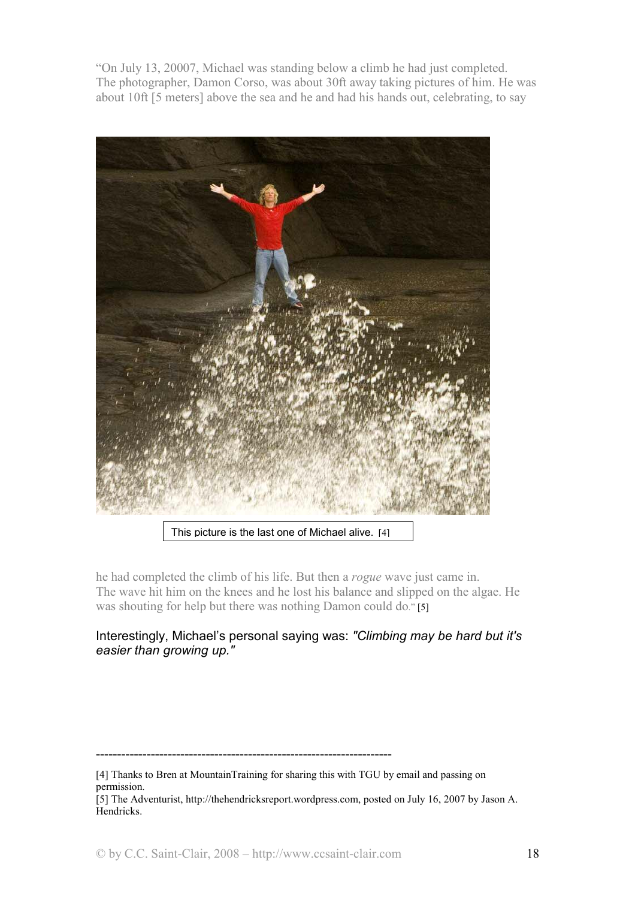"On July 13, 20007, Michael was standing below a climb he had just completed. The photographer, Damon Corso, was about 30ft away taking pictures of him. He was about 10ft [5 meters] above the sea and he and had his hands out, celebrating, to say

This picture is the last one of Michael alive. [4]

he had completed the climb of his life. But then a *rogue* wave just came in. The wave hit him on the knees and he lost his balance and slipped on the algae. He was shouting for help but there was nothing Damon could do." [5]

Interestingly, Michael's personal saying was: *"Climbing may be hard but it's easier than growing up."*

---

[4] Thanks to Bren at MountainTraining for sharing this with TGU by email and passing on permission.

[5] The Adventurist, http://thehendricksreport.wordpress.com, posted on July 16, 2007 by Jason A. Hendricks.

© by C.C. Saint-Clair, 2008 – http://www.ccsaint-clair.com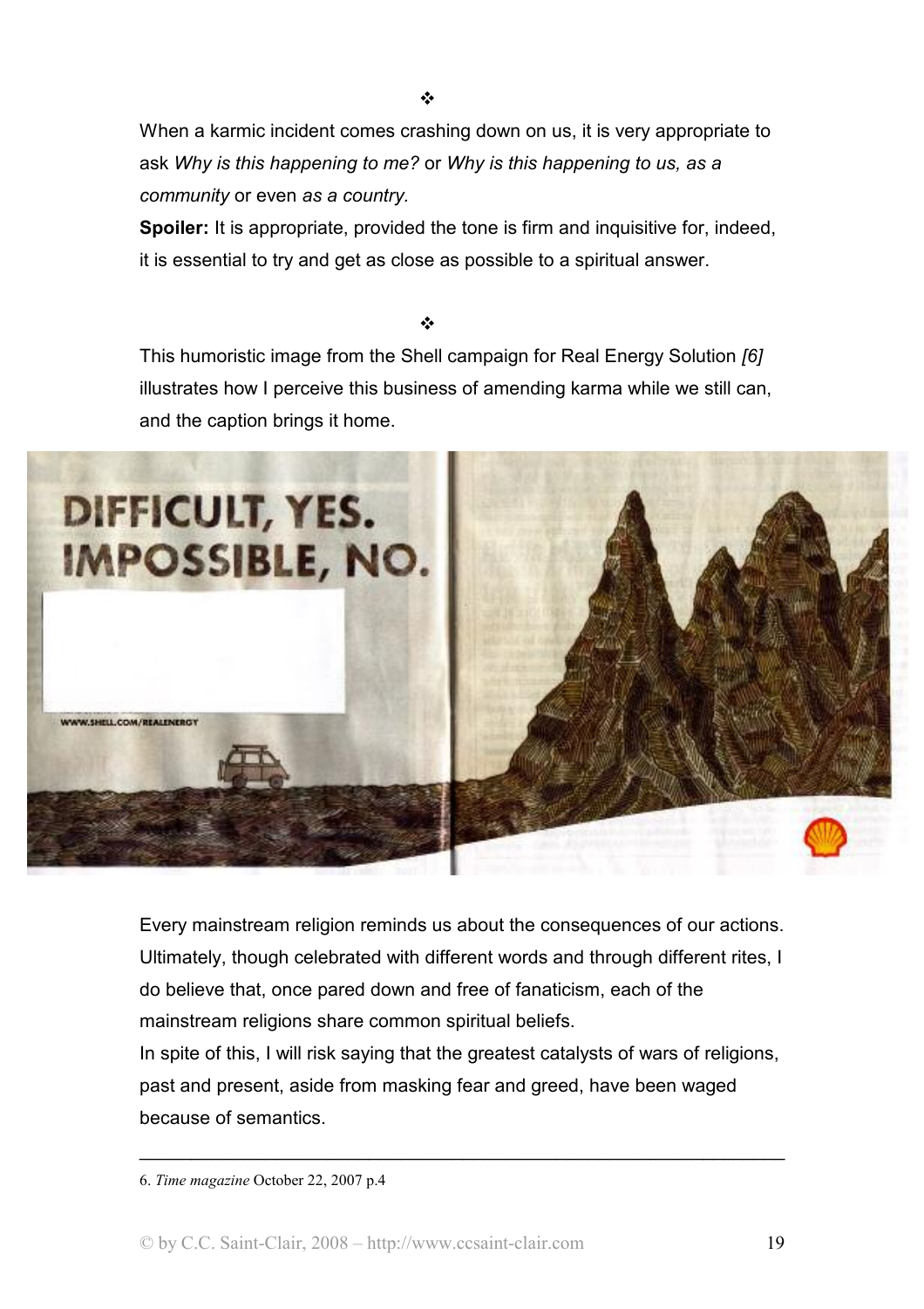❖

When a karmic incident comes crashing down on us, it is very appropriate to ask *Why is this happening to me?* or *Why is this happening to us, as a community* or even *as a country.*

**Spoiler:** It is appropriate, provided the tone is firm and inquisitive for, indeed, it is essential to try and get as close as possible to a spiritual answer.

❖

This humoristic image from the Shell campaign for Real Energy Solution *[6]* illustrates how I perceive this business of amending karma while we still can, and the caption brings it home.

DIFFICULT, YES.
IMPOSSIBLE, NO.

WWW.SHELL.COM/REALENERGY

Every mainstream religion reminds us about the consequences of our actions. Ultimately, though celebrated with different words and through different rites, I do believe that, once pared down and free of fanaticism, each of the mainstream religions share common spiritual beliefs.
In spite of this, I will risk saying that the greatest catalysts of wars of religions, past and present, aside from masking fear and greed, have been waged because of semantics.

---

6. *Time magazine* October 22, 2007 p.4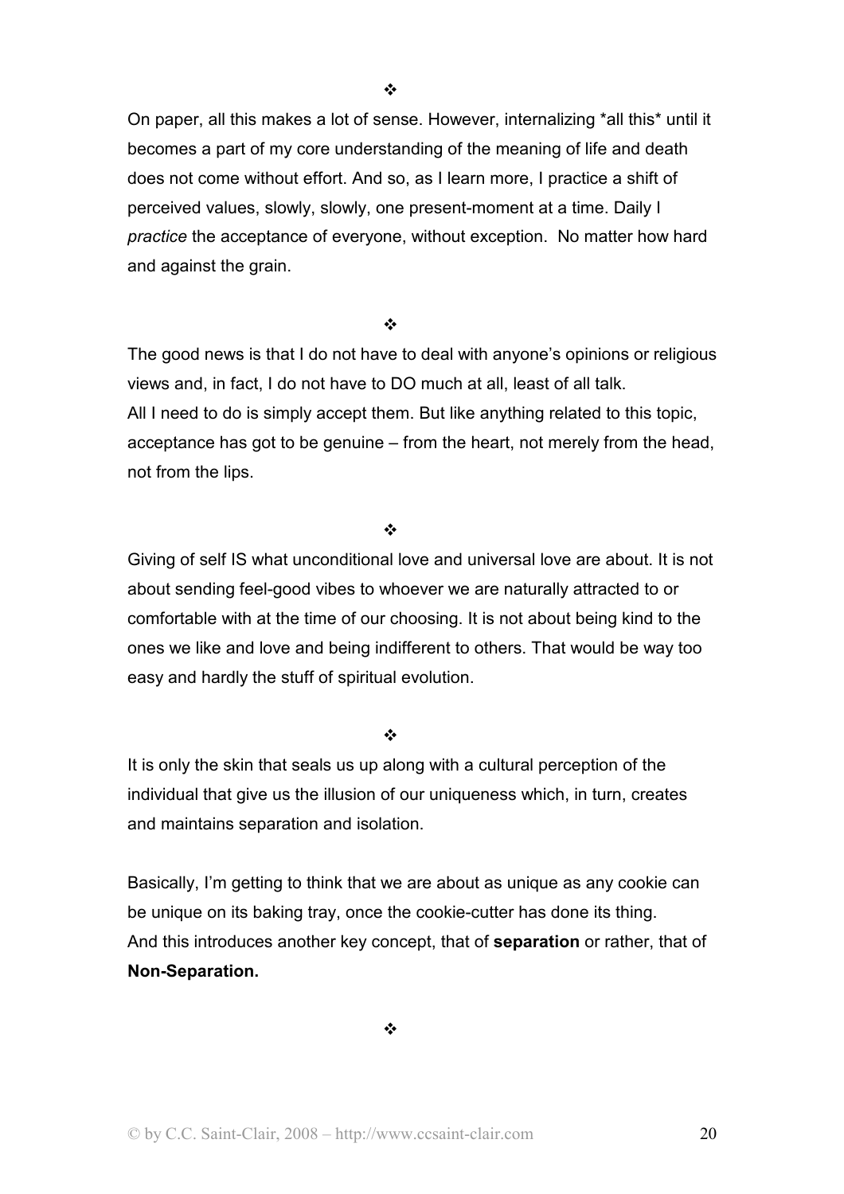❖

On paper, all this makes a lot of sense. However, internalizing *all this* until it becomes a part of my core understanding of the meaning of life and death does not come without effort. And so, as I learn more, I practice a shift of perceived values, slowly, slowly, one present-moment at a time. Daily I *practice* the acceptance of everyone, without exception. No matter how hard and against the grain.

❖

The good news is that I do not have to deal with anyone's opinions or religious views and, in fact, I do not have to DO much at all, least of all talk.
All I need to do is simply accept them. But like anything related to this topic, acceptance has got to be genuine – from the heart, not merely from the head, not from the lips.

❖

Giving of self IS what unconditional love and universal love are about. It is not about sending feel-good vibes to whoever we are naturally attracted to or comfortable with at the time of our choosing. It is not about being kind to the ones we like and love and being indifferent to others. That would be way too easy and hardly the stuff of spiritual evolution.

❖

It is only the skin that seals us up along with a cultural perception of the individual that give us the illusion of our uniqueness which, in turn, creates and maintains separation and isolation.

Basically, I'm getting to think that we are about as unique as any cookie can be unique on its baking tray, once the cookie-cutter has done its thing.
And this introduces another key concept, that of **separation** or rather, that of **Non-Separation.**

❖

© by C.C. Saint-Clair, 2008 – http://www.ccsaint-clair.com